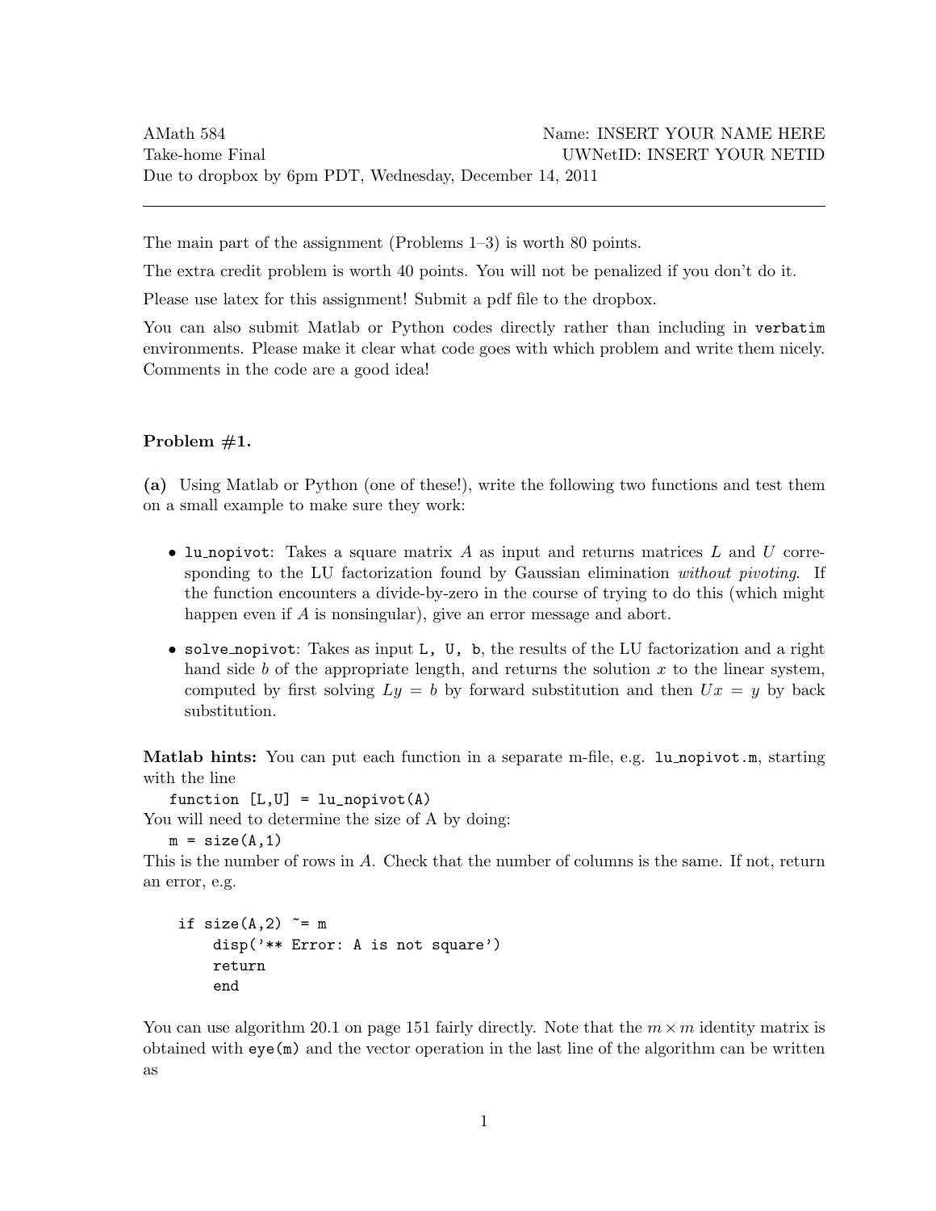AMath 584 Name: INSERT YOUR NAME HERE
Take-home Final UWNetID: INSERT YOUR NETID
Due to dropbox by 6pm PDT, Wednesday, December 14, 2011

---

The main part of the assignment (Problems 1–3) is worth 80 points.

The extra credit problem is worth 40 points. You will not be penalized if you don't do it.

Please use latex for this assignment! Submit a pdf file to the dropbox.

You can also submit Matlab or Python codes directly rather than including in `verbatim` environments. Please make it clear what code goes with which problem and write them nicely. Comments in the code are a good idea!

### Problem #1.

**(a)** Using Matlab or Python (one of these!), write the following two functions and test them on a small example to make sure they work:

- `lu_nopivot`: Takes a square matrix $A$ as input and returns matrices $L$ and $U$ corresponding to the LU factorization found by Gaussian elimination *without pivoting*. If the function encounters a divide-by-zero in the course of trying to do this (which might happen even if $A$ is nonsingular), give an error message and abort.
- `solve_nopivot`: Takes as input `L, U, b`, the results of the LU factorization and a right hand side $b$ of the appropriate length, and returns the solution $x$ to the linear system, computed by first solving $Ly = b$ by forward substitution and then $Ux = y$ by back substitution.

**Matlab hints:** You can put each function in a separate m-file, e.g. `lu_nopivot.m`, starting with the line

```
function [L,U] = lu_nopivot(A)
```

You will need to determine the size of A by doing:

```
m = size(A,1)
```

This is the number of rows in $A$. Check that the number of columns is the same. If not, return an error, e.g.

```
if size(A,2) ~= m
    disp('** Error: A is not square')
    return
    end
```

You can use algorithm 20.1 on page 151 fairly directly. Note that the $m \times m$ identity matrix is obtained with `eye(m)` and the vector operation in the last line of the algorithm can be written as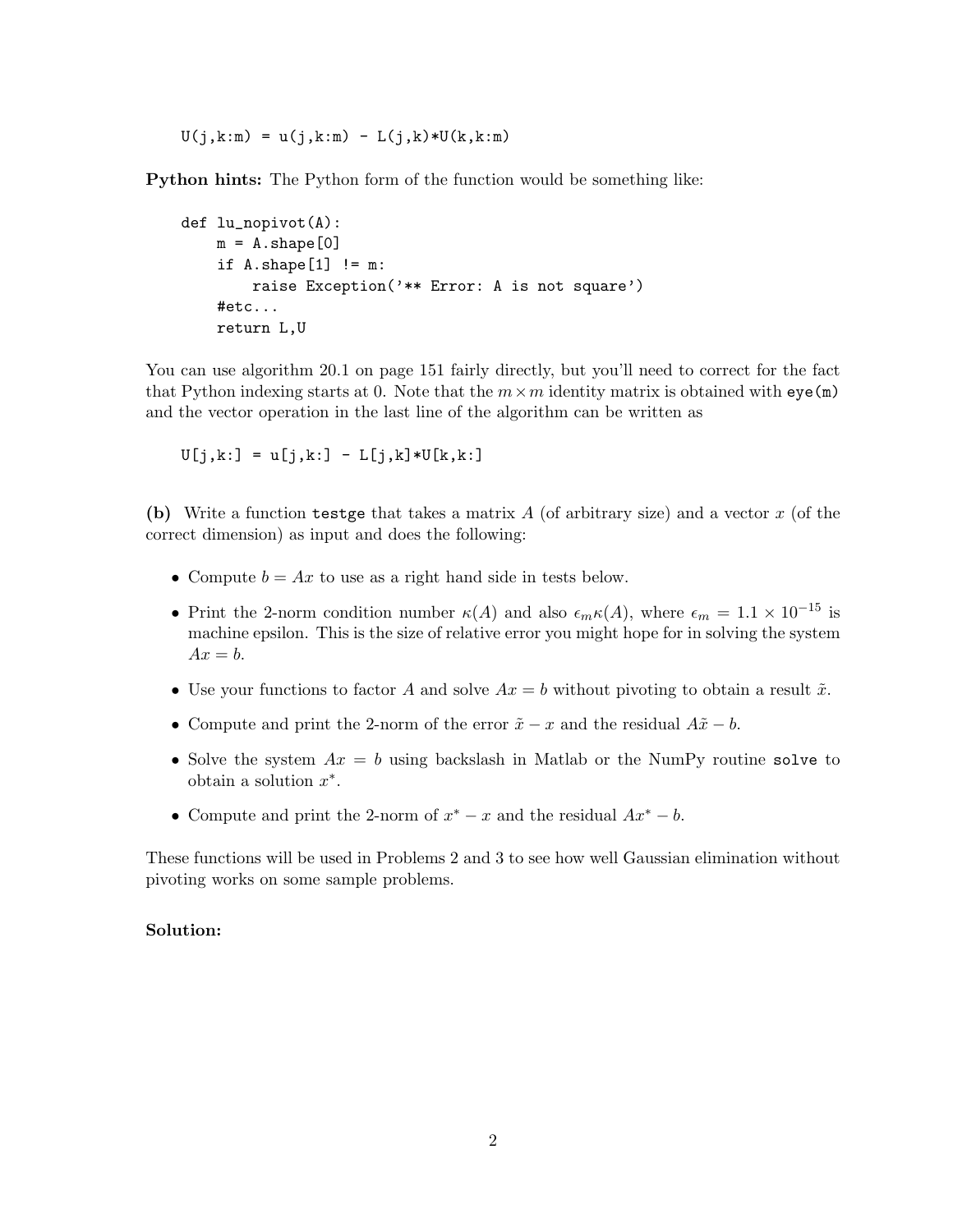```
U(j,k:m) = u(j,k:m) - L(j,k)*U(k,k:m)
```

**Python hints:** The Python form of the function would be something like:

```
def lu_nopivot(A):
    m = A.shape[0]
    if A.shape[1] != m:
        raise Exception('** Error: A is not square')
    #etc...
    return L,U
```

You can use algorithm 20.1 on page 151 fairly directly, but you'll need to correct for the fact that Python indexing starts at 0. Note that the $m \times m$ identity matrix is obtained with `eye(m)` and the vector operation in the last line of the algorithm can be written as

```
U[j,k:] = u[j,k:] - L[j,k]*U[k,k:]
```

**(b)** Write a function `testge` that takes a matrix $A$ (of arbitrary size) and a vector $x$ (of the correct dimension) as input and does the following:

- Compute $b = Ax$ to use as a right hand side in tests below.
- Print the 2-norm condition number $\kappa(A)$ and also $\epsilon_m \kappa(A)$, where $\epsilon_m = 1.1 \times 10^{-15}$ is machine epsilon. This is the size of relative error you might hope for in solving the system $Ax = b$.
- Use your functions to factor $A$ and solve $Ax = b$ without pivoting to obtain a result $\tilde{x}$.
- Compute and print the 2-norm of the error $\tilde{x} - x$ and the residual $A\tilde{x} - b$.
- Solve the system $Ax = b$ using backslash in Matlab or the NumPy routine `solve` to obtain a solution $x^*$.
- Compute and print the 2-norm of $x^* - x$ and the residual $Ax^* - b$.

These functions will be used in Problems 2 and 3 to see how well Gaussian elimination without pivoting works on some sample problems.

**Solution:**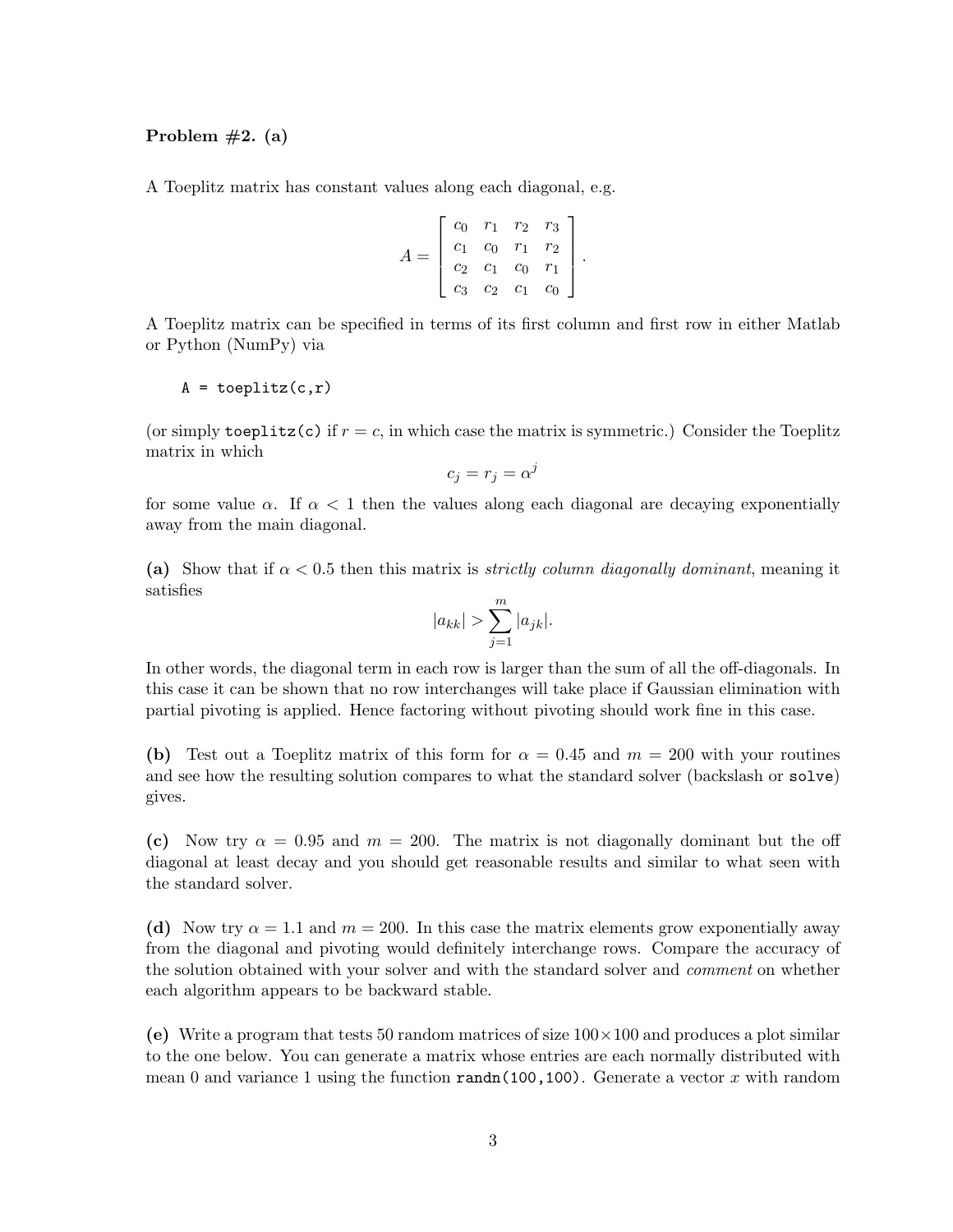**Problem #2. (a)**

A Toeplitz matrix has constant values along each diagonal, e.g.

$$A = \begin{bmatrix} c_0 & r_1 & r_2 & r_3 \\ c_1 & c_0 & r_1 & r_2 \\ c_2 & c_1 & c_0 & r_1 \\ c_3 & c_2 & c_1 & c_0 \end{bmatrix}.$$

A Toeplitz matrix can be specified in terms of its first column and first row in either Matlab or Python (NumPy) via

```
A = toeplitz(c,r)
```

(or simply `toeplitz(c)` if $r = c$, in which case the matrix is symmetric.) Consider the Toeplitz matrix in which

$$c_j = r_j = \alpha^j$$

for some value $\alpha$. If $\alpha < 1$ then the values along each diagonal are decaying exponentially away from the main diagonal.

**(a)** Show that if $\alpha < 0.5$ then this matrix is *strictly column diagonally dominant*, meaning it satisfies

$$|a_{kk}| > \sum_{j=1}^{m} |a_{jk}|.$$

In other words, the diagonal term in each row is larger than the sum of all the off-diagonals. In this case it can be shown that no row interchanges will take place if Gaussian elimination with partial pivoting is applied. Hence factoring without pivoting should work fine in this case.

**(b)** Test out a Toeplitz matrix of this form for $\alpha = 0.45$ and $m = 200$ with your routines and see how the resulting solution compares to what the standard solver (backslash or `solve`) gives.

**(c)** Now try $\alpha = 0.95$ and $m = 200$. The matrix is not diagonally dominant but the off diagonal at least decay and you should get reasonable results and similar to what seen with the standard solver.

**(d)** Now try $\alpha = 1.1$ and $m = 200$. In this case the matrix elements grow exponentially away from the diagonal and pivoting would definitely interchange rows. Compare the accuracy of the solution obtained with your solver and with the standard solver and *comment* on whether each algorithm appears to be backward stable.

**(e)** Write a program that tests 50 random matrices of size $100 \times 100$ and produces a plot similar to the one below. You can generate a matrix whose entries are each normally distributed with mean 0 and variance 1 using the function `randn(100,100)`. Generate a vector $x$ with random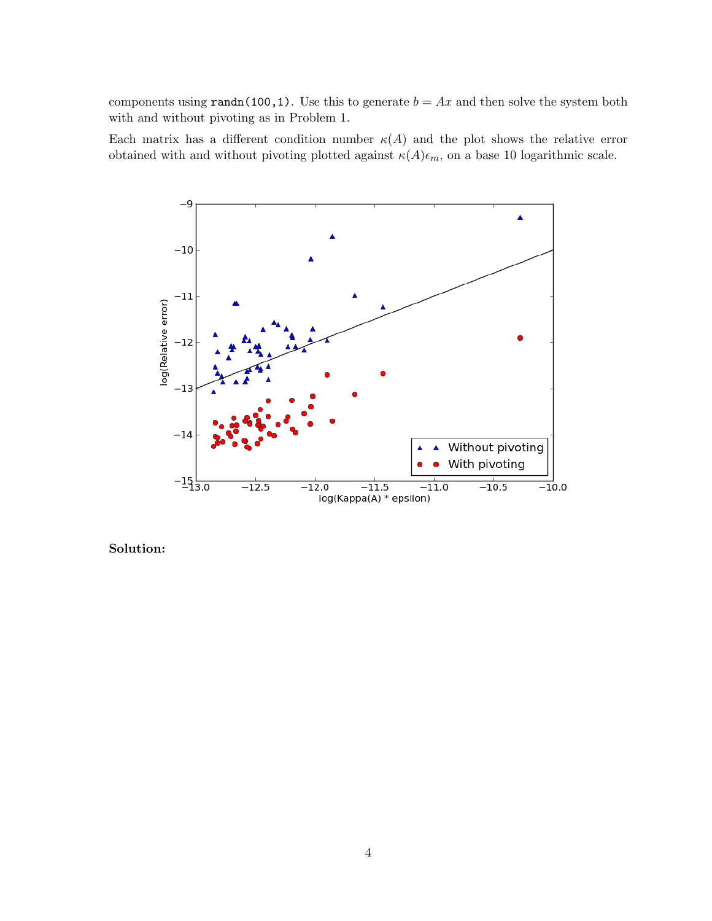components using `randn(100,1)`. Use this to generate $b = Ax$ and then solve the system both with and without pivoting as in Problem 1.

Each matrix has a different condition number $\kappa(A)$ and the plot shows the relative error obtained with and without pivoting plotted against $\kappa(A)\epsilon_m$, on a base 10 logarithmic scale.

**Solution:**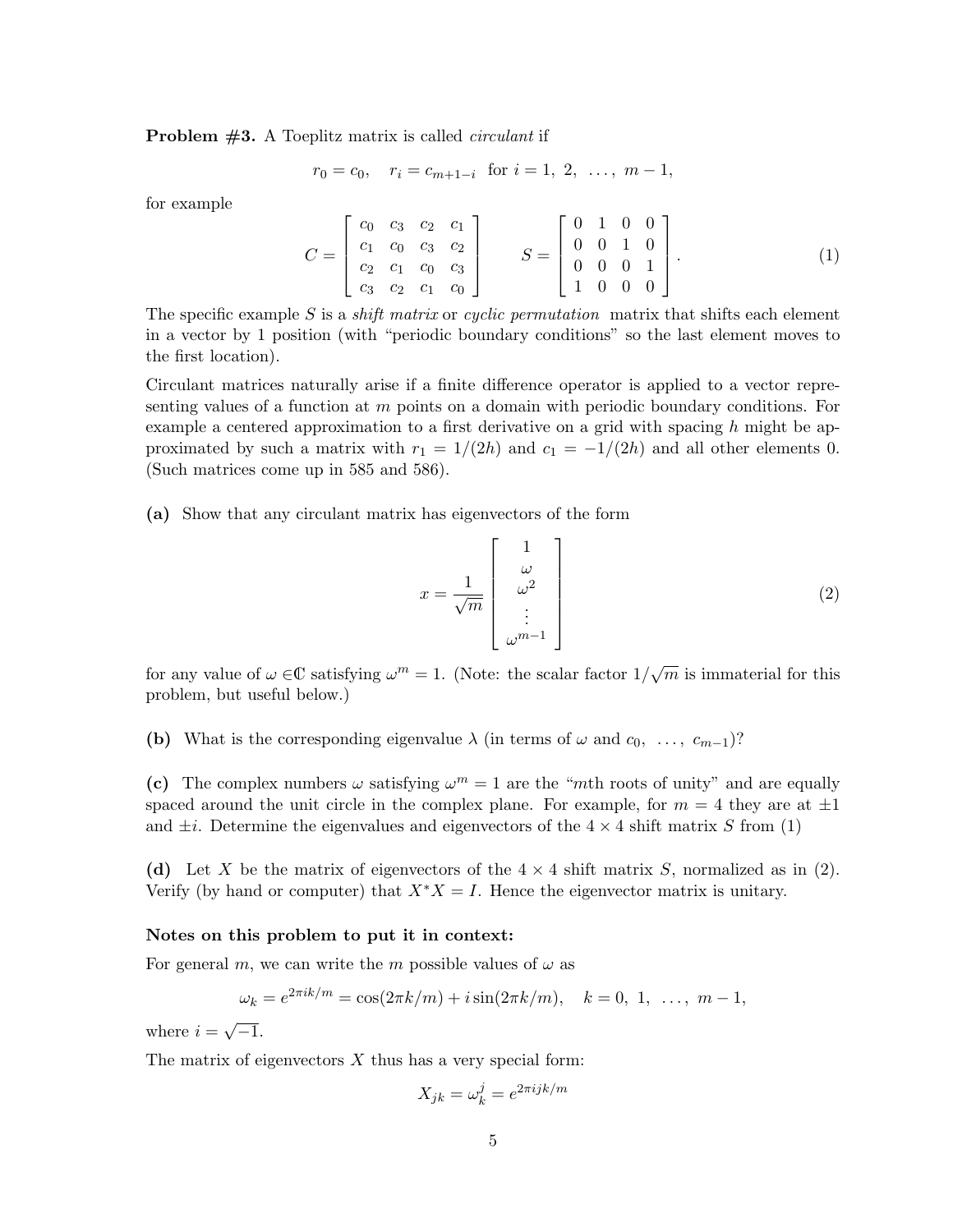**Problem #3.** A Toeplitz matrix is called *circulant* if

$$r_0 = c_0, \quad r_i = c_{m+1-i} \text{ for } i = 1,\ 2,\ \ldots,\ m-1,$$

for example

$$C = \begin{bmatrix} c_0 & c_3 & c_2 & c_1 \\ c_1 & c_0 & c_3 & c_2 \\ c_2 & c_1 & c_0 & c_3 \\ c_3 & c_2 & c_1 & c_0 \end{bmatrix} \qquad S = \begin{bmatrix} 0 & 1 & 0 & 0 \\ 0 & 0 & 1 & 0 \\ 0 & 0 & 0 & 1 \\ 1 & 0 & 0 & 0 \end{bmatrix}. \tag{1}$$

The specific example $S$ is a *shift matrix* or *cyclic permutation* matrix that shifts each element in a vector by 1 position (with "periodic boundary conditions" so the last element moves to the first location).

Circulant matrices naturally arise if a finite difference operator is applied to a vector representing values of a function at $m$ points on a domain with periodic boundary conditions. For example a centered approximation to a first derivative on a grid with spacing $h$ might be approximated by such a matrix with $r_1 = 1/(2h)$ and $c_1 = -1/(2h)$ and all other elements 0. (Such matrices come up in 585 and 586).

**(a)** Show that any circulant matrix has eigenvectors of the form

$$x = \frac{1}{\sqrt{m}} \begin{bmatrix} 1 \\ \omega \\ \omega^2 \\ \vdots \\ \omega^{m-1} \end{bmatrix} \tag{2}$$

for any value of $\omega \in \mathbb{C}$ satisfying $\omega^m = 1$. (Note: the scalar factor $1/\sqrt{m}$ is immaterial for this problem, but useful below.)

**(b)** What is the corresponding eigenvalue $\lambda$ (in terms of $\omega$ and $c_0,\ \ldots,\ c_{m-1}$)?

**(c)** The complex numbers $\omega$ satisfying $\omega^m = 1$ are the "$m$th roots of unity" and are equally spaced around the unit circle in the complex plane. For example, for $m = 4$ they are at $\pm 1$ and $\pm i$. Determine the eigenvalues and eigenvectors of the $4 \times 4$ shift matrix $S$ from (1)

**(d)** Let $X$ be the matrix of eigenvectors of the $4 \times 4$ shift matrix $S$, normalized as in (2). Verify (by hand or computer) that $X^*X = I$. Hence the eigenvector matrix is unitary.

**Notes on this problem to put it in context:**

For general $m$, we can write the $m$ possible values of $\omega$ as

$$\omega_k = e^{2\pi i k/m} = \cos(2\pi k/m) + i \sin(2\pi k/m), \quad k = 0,\ 1,\ \ldots,\ m-1,$$

where $i = \sqrt{-1}$.

The matrix of eigenvectors $X$ thus has a very special form:

$$X_{jk} = \omega_k^j = e^{2\pi i jk/m}$$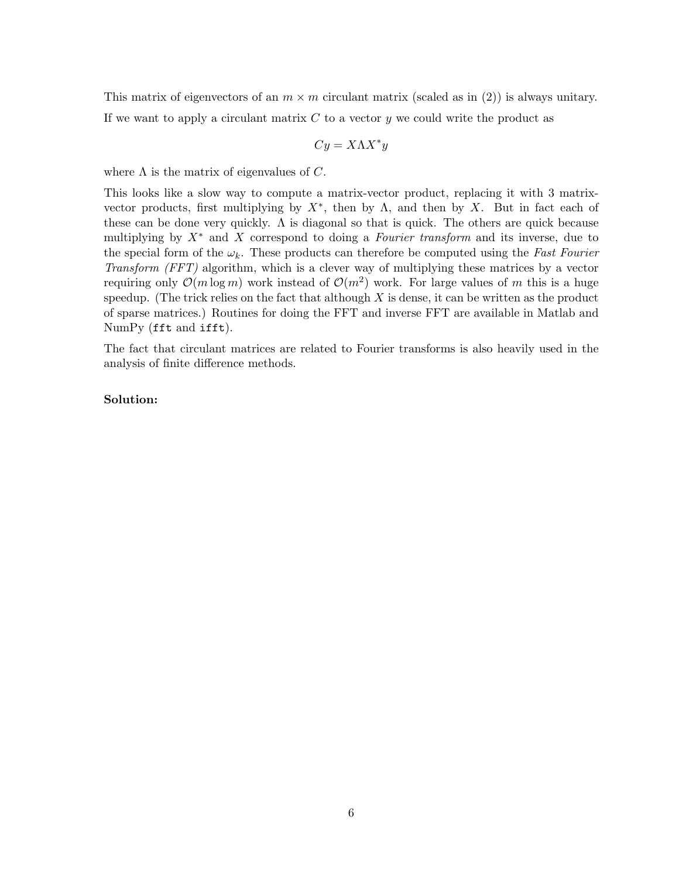This matrix of eigenvectors of an $m \times m$ circulant matrix (scaled as in (2)) is always unitary.

If we want to apply a circulant matrix $C$ to a vector $y$ we could write the product as

$$Cy = X \Lambda X^* y$$

where $\Lambda$ is the matrix of eigenvalues of $C$.

This looks like a slow way to compute a matrix-vector product, replacing it with 3 matrix-vector products, first multiplying by $X^*$, then by $\Lambda$, and then by $X$. But in fact each of these can be done very quickly. $\Lambda$ is diagonal so that is quick. The others are quick because multiplying by $X^*$ and $X$ correspond to doing a *Fourier transform* and its inverse, due to the special form of the $\omega_k$. These products can therefore be computed using the *Fast Fourier Transform (FFT)* algorithm, which is a clever way of multiplying these matrices by a vector requiring only $\mathcal{O}(m \log m)$ work instead of $\mathcal{O}(m^2)$ work. For large values of $m$ this is a huge speedup. (The trick relies on the fact that although $X$ is dense, it can be written as the product of sparse matrices.) Routines for doing the FFT and inverse FFT are available in Matlab and NumPy (`fft` and `ifft`).

The fact that circulant matrices are related to Fourier transforms is also heavily used in the analysis of finite difference methods.

**Solution:**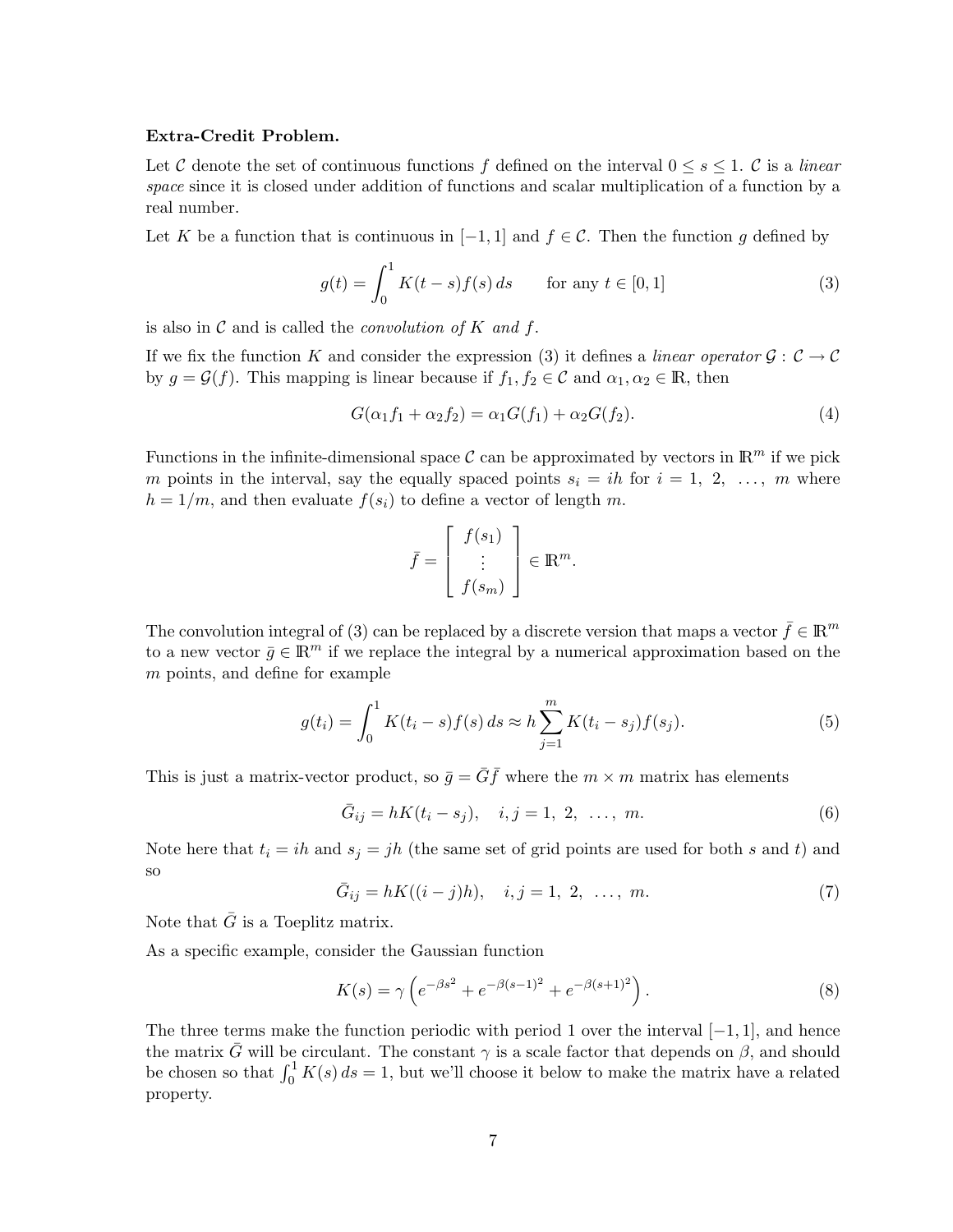**Extra-Credit Problem.**

Let $\mathcal{C}$ denote the set of continuous functions $f$ defined on the interval $0 \le s \le 1$. $\mathcal{C}$ is a *linear space* since it is closed under addition of functions and scalar multiplication of a function by a real number.

Let $K$ be a function that is continuous in $[-1, 1]$ and $f \in \mathcal{C}$. Then the function $g$ defined by

$$g(t) = \int_0^1 K(t-s) f(s)\, ds \qquad \text{for any } t \in [0,1] \tag{3}$$

is also in $\mathcal{C}$ and is called the *convolution of* $K$ *and* $f$.

If we fix the function $K$ and consider the expression (3) it defines a *linear operator* $\mathcal{G} : \mathcal{C} \to \mathcal{C}$ by $g = \mathcal{G}(f)$. This mapping is linear because if $f_1, f_2 \in \mathcal{C}$ and $\alpha_1, \alpha_2 \in \mathbb{R}$, then

$$G(\alpha_1 f_1 + \alpha_2 f_2) = \alpha_1 G(f_1) + \alpha_2 G(f_2). \tag{4}$$

Functions in the infinite-dimensional space $\mathcal{C}$ can be approximated by vectors in $\mathbb{R}^m$ if we pick $m$ points in the interval, say the equally spaced points $s_i = ih$ for $i = 1, 2, \ldots, m$ where $h = 1/m$, and then evaluate $f(s_i)$ to define a vector of length $m$.

$$\bar{f} = \begin{bmatrix} f(s_1) \\ \vdots \\ f(s_m) \end{bmatrix} \in \mathbb{R}^m.$$

The convolution integral of (3) can be replaced by a discrete version that maps a vector $\bar{f} \in \mathbb{R}^m$ to a new vector $\bar{g} \in \mathbb{R}^m$ if we replace the integral by a numerical approximation based on the $m$ points, and define for example

$$g(t_i) = \int_0^1 K(t_i - s) f(s)\, ds \approx h \sum_{j=1}^{m} K(t_i - s_j) f(s_j). \tag{5}$$

This is just a matrix-vector product, so $\bar{g} = \bar{G}\bar{f}$ where the $m \times m$ matrix has elements

$$\bar{G}_{ij} = hK(t_i - s_j), \quad i, j = 1,\ 2,\ \ldots,\ m. \tag{6}$$

Note here that $t_i = ih$ and $s_j = jh$ (the same set of grid points are used for both $s$ and $t$) and so

$$\bar{G}_{ij} = hK((i-j)h), \quad i, j = 1,\ 2,\ \ldots,\ m. \tag{7}$$

Note that $\bar{G}$ is a Toeplitz matrix.

As a specific example, consider the Gaussian function

$$K(s) = \gamma \left( e^{-\beta s^2} + e^{-\beta (s-1)^2} + e^{-\beta (s+1)^2} \right). \tag{8}$$

The three terms make the function periodic with period 1 over the interval $[-1, 1]$, and hence the matrix $\bar{G}$ will be circulant. The constant $\gamma$ is a scale factor that depends on $\beta$, and should be chosen so that $\int_0^1 K(s)\, ds = 1$, but we'll choose it below to make the matrix have a related property.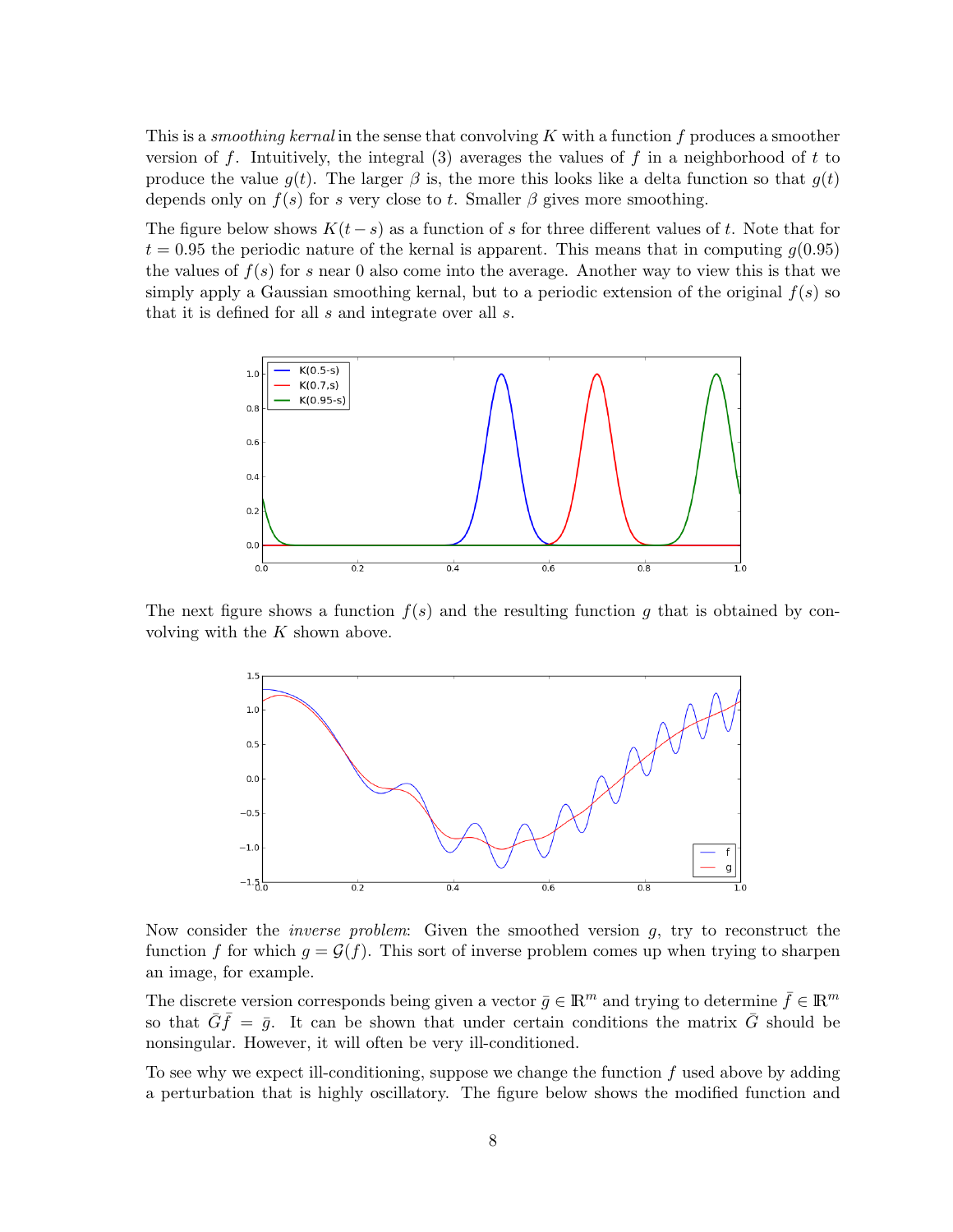This is a *smoothing kernal* in the sense that convolving $K$ with a function $f$ produces a smoother version of $f$. Intuitively, the integral (3) averages the values of $f$ in a neighborhood of $t$ to produce the value $g(t)$. The larger $\beta$ is, the more this looks like a delta function so that $g(t)$ depends only on $f(s)$ for $s$ very close to $t$. Smaller $\beta$ gives more smoothing.

The figure below shows $K(t-s)$ as a function of $s$ for three different values of $t$. Note that for $t = 0.95$ the periodic nature of the kernal is apparent. This means that in computing $g(0.95)$ the values of $f(s)$ for $s$ near 0 also come into the average. Another way to view this is that we simply apply a Gaussian smoothing kernal, but to a periodic extension of the original $f(s)$ so that it is defined for all $s$ and integrate over all $s$.

The next figure shows a function $f(s)$ and the resulting function $g$ that is obtained by convolving with the $K$ shown above.

Now consider the *inverse problem*: Given the smoothed version $g$, try to reconstruct the function $f$ for which $g = \mathcal{G}(f)$. This sort of inverse problem comes up when trying to sharpen an image, for example.

The discrete version corresponds being given a vector $\bar{g} \in \mathbb{R}^m$ and trying to determine $\bar{f} \in \mathbb{R}^m$ so that $\bar{G}\bar{f} = \bar{g}$. It can be shown that under certain conditions the matrix $\bar{G}$ should be nonsingular. However, it will often be very ill-conditioned.

To see why we expect ill-conditioning, suppose we change the function $f$ used above by adding a perturbation that is highly oscillatory. The figure below shows the modified function and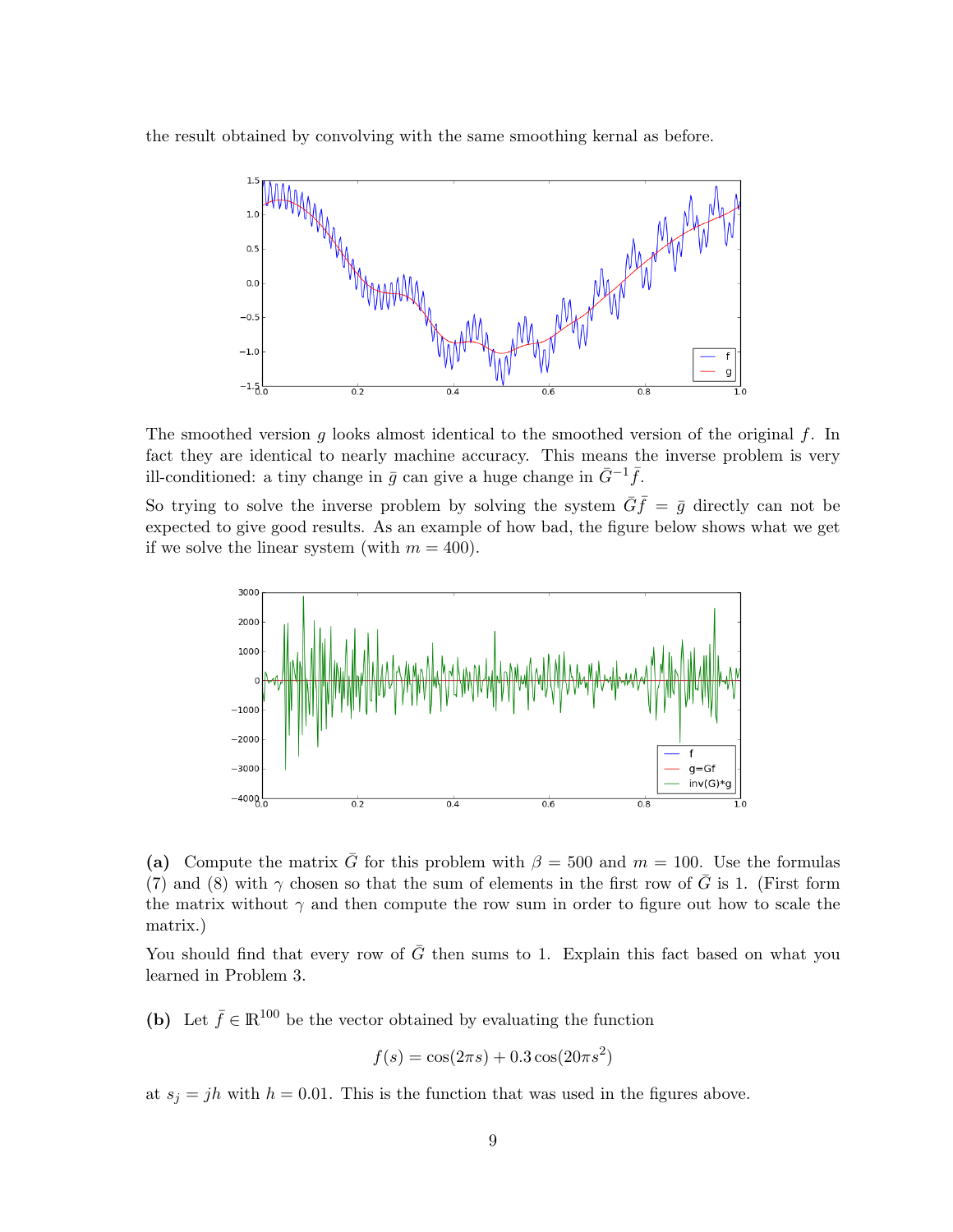the result obtained by convolving with the same smoothing kernal as before.

The smoothed version $g$ looks almost identical to the smoothed version of the original $f$. In fact they are identical to nearly machine accuracy. This means the inverse problem is very ill-conditioned: a tiny change in $\bar{g}$ can give a huge change in $\bar{G}^{-1}\bar{f}$.

So trying to solve the inverse problem by solving the system $\bar{G}\bar{f} = \bar{g}$ directly can not be expected to give good results. As an example of how bad, the figure below shows what we get if we solve the linear system (with $m = 400$).

**(a)** Compute the matrix $\bar{G}$ for this problem with $\beta = 500$ and $m = 100$. Use the formulas (7) and (8) with $\gamma$ chosen so that the sum of elements in the first row of $\bar{G}$ is 1. (First form the matrix without $\gamma$ and then compute the row sum in order to figure out how to scale the matrix.)

You should find that every row of $\bar{G}$ then sums to 1. Explain this fact based on what you learned in Problem 3.

**(b)** Let $\bar{f} \in \mathbb{R}^{100}$ be the vector obtained by evaluating the function

$$f(s) = \cos(2\pi s) + 0.3\cos(20\pi s^2)$$

at $s_j = jh$ with $h = 0.01$. This is the function that was used in the figures above.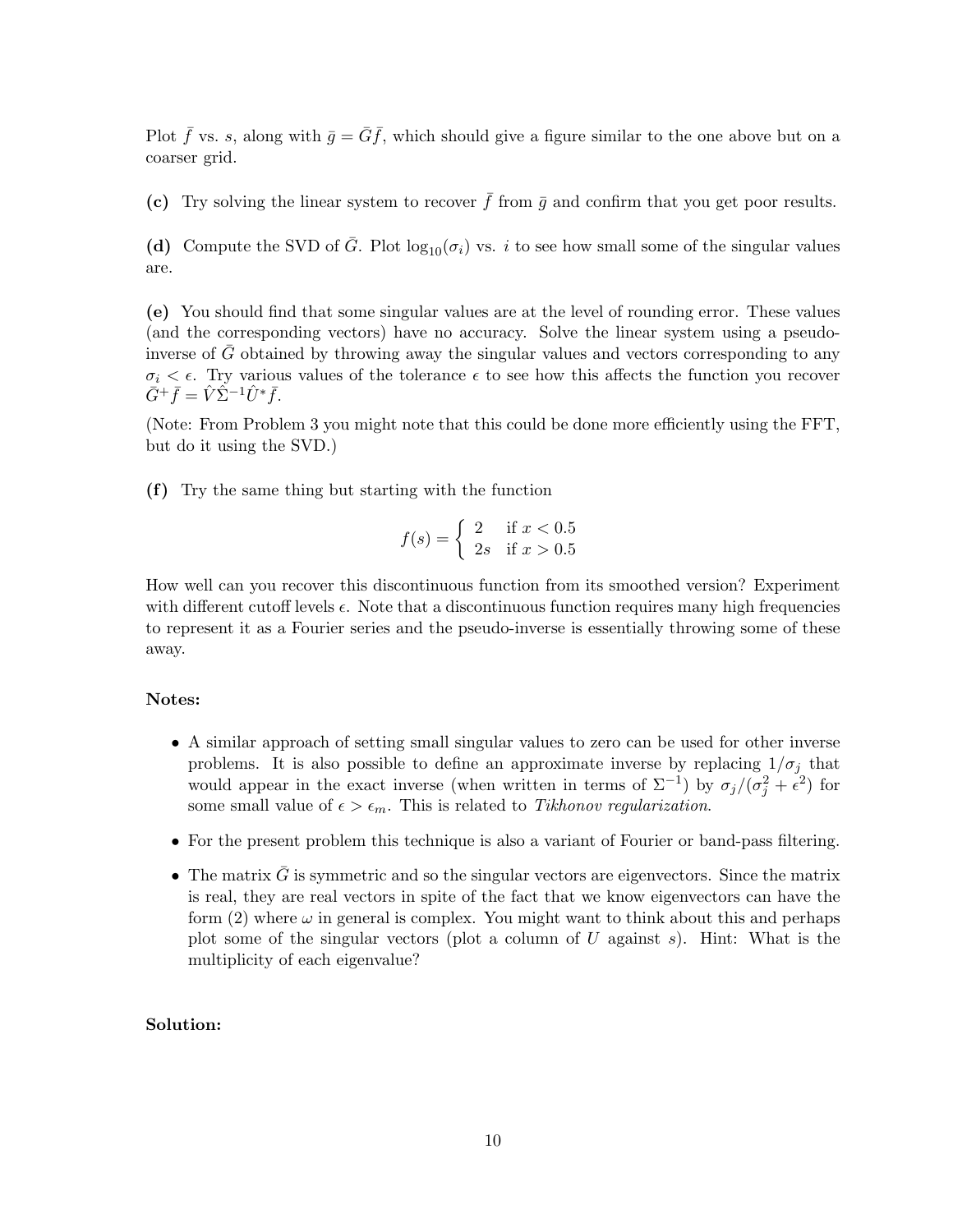Plot $\bar{f}$ vs. $s$, along with $\bar{g} = \bar{G}\bar{f}$, which should give a figure similar to the one above but on a coarser grid.

**(c)** Try solving the linear system to recover $\bar{f}$ from $\bar{g}$ and confirm that you get poor results.

**(d)** Compute the SVD of $\bar{G}$. Plot $\log_{10}(\sigma_i)$ vs. $i$ to see how small some of the singular values are.

**(e)** You should find that some singular values are at the level of rounding error. These values (and the corresponding vectors) have no accuracy. Solve the linear system using a pseudo-inverse of $\bar{G}$ obtained by throwing away the singular values and vectors corresponding to any $\sigma_i < \epsilon$. Try various values of the tolerance $\epsilon$ to see how this affects the function you recover $\bar{G}^+\bar{f} = \hat{V}\hat{\Sigma}^{-1}\hat{U}^*\bar{f}$.

(Note: From Problem 3 you might note that this could be done more efficiently using the FFT, but do it using the SVD.)

**(f)** Try the same thing but starting with the function

$$f(s) = \begin{cases} 2 & \text{if } x < 0.5 \\ 2s & \text{if } x > 0.5 \end{cases}$$

How well can you recover this discontinuous function from its smoothed version? Experiment with different cutoff levels $\epsilon$. Note that a discontinuous function requires many high frequencies to represent it as a Fourier series and the pseudo-inverse is essentially throwing some of these away.

**Notes:**

- A similar approach of setting small singular values to zero can be used for other inverse problems. It is also possible to define an approximate inverse by replacing $1/\sigma_j$ that would appear in the exact inverse (when written in terms of $\Sigma^{-1}$) by $\sigma_j/(\sigma_j^2 + \epsilon^2)$ for some small value of $\epsilon > \epsilon_m$. This is related to *Tikhonov regularization*.
- For the present problem this technique is also a variant of Fourier or band-pass filtering.
- The matrix $\bar{G}$ is symmetric and so the singular vectors are eigenvectors. Since the matrix is real, they are real vectors in spite of the fact that we know eigenvectors can have the form (2) where $\omega$ in general is complex. You might want to think about this and perhaps plot some of the singular vectors (plot a column of $U$ against $s$). Hint: What is the multiplicity of each eigenvalue?

**Solution:**